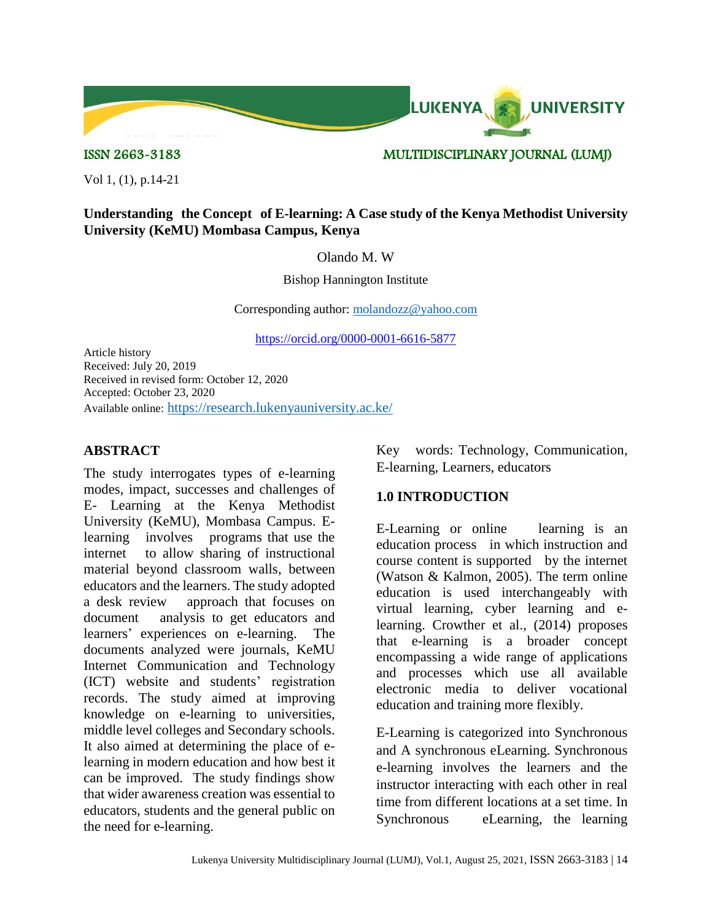ISSN 2663-3183 MULTIDISCIPLINARY JOURNAL (LUMJ)

Vol 1, (1), p.14-21

# Understanding the Concept of E-learning: A Case study of the Kenya Methodist University University (KeMU) Mombasa Campus, Kenya

Olando M. W

Bishop Hannington Institute

Corresponding author: molandozz@yahoo.com

https://orcid.org/0000-0001-6616-5877

Article history
Received: July 20, 2019
Received in revised form: October 12, 2020
Accepted: October 23, 2020
Available online: https://research.lukenyauniversity.ac.ke/

## ABSTRACT

The study interrogates types of e-learning modes, impact, successes and challenges of E- Learning at the Kenya Methodist University (KeMU), Mombasa Campus. E-learning involves programs that use the internet to allow sharing of instructional material beyond classroom walls, between educators and the learners. The study adopted a desk review approach that focuses on document analysis to get educators and learners' experiences on e-learning. The documents analyzed were journals, KeMU Internet Communication and Technology (ICT) website and students' registration records. The study aimed at improving knowledge on e-learning to universities, middle level colleges and Secondary schools. It also aimed at determining the place of e-learning in modern education and how best it can be improved. The study findings show that wider awareness creation was essential to educators, students and the general public on the need for e-learning.

Key words: Technology, Communication, E-learning, Learners, educators

## 1.0 INTRODUCTION

E-Learning or online learning is an education process in which instruction and course content is supported by the internet (Watson & Kalmon, 2005). The term online education is used interchangeably with virtual learning, cyber learning and e-learning. Crowther et al., (2014) proposes that e-learning is a broader concept encompassing a wide range of applications and processes which use all available electronic media to deliver vocational education and training more flexibly.

E-Learning is categorized into Synchronous and A synchronous eLearning. Synchronous e-learning involves the learners and the instructor interacting with each other in real time from different locations at a set time. In Synchronous eLearning, the learning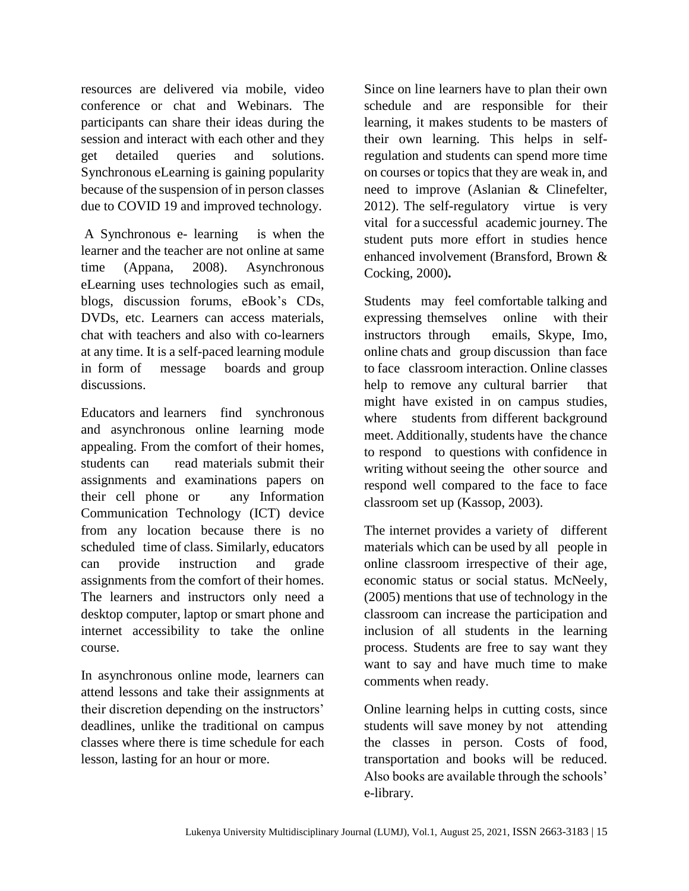resources are delivered via mobile, video conference or chat and Webinars. The participants can share their ideas during the session and interact with each other and they get detailed queries and solutions. Synchronous eLearning is gaining popularity because of the suspension of in person classes due to COVID 19 and improved technology.

A Synchronous e- learning is when the learner and the teacher are not online at same time (Appana, 2008). Asynchronous eLearning uses technologies such as email, blogs, discussion forums, eBook's CDs, DVDs, etc. Learners can access materials, chat with teachers and also with co-learners at any time. It is a self-paced learning module in form of message boards and group discussions.

Educators and learners find synchronous and asynchronous online learning mode appealing. From the comfort of their homes, students can read materials submit their assignments and examinations papers on their cell phone or any Information Communication Technology (ICT) device from any location because there is no scheduled time of class. Similarly, educators can provide instruction and grade assignments from the comfort of their homes. The learners and instructors only need a desktop computer, laptop or smart phone and internet accessibility to take the online course.

In asynchronous online mode, learners can attend lessons and take their assignments at their discretion depending on the instructors' deadlines, unlike the traditional on campus classes where there is time schedule for each lesson, lasting for an hour or more.

Since on line learners have to plan their own schedule and are responsible for their learning, it makes students to be masters of their own learning. This helps in self-regulation and students can spend more time on courses or topics that they are weak in, and need to improve (Aslanian & Clinefelter, 2012). The self-regulatory virtue is very vital for a successful academic journey. The student puts more effort in studies hence enhanced involvement (Bransford, Brown & Cocking, 2000)**.**

Students may feel comfortable talking and expressing themselves online with their instructors through emails, Skype, Imo, online chats and group discussion than face to face classroom interaction. Online classes help to remove any cultural barrier that might have existed in on campus studies, where students from different background meet. Additionally, students have the chance to respond to questions with confidence in writing without seeing the other source and respond well compared to the face to face classroom set up (Kassop, 2003).

The internet provides a variety of different materials which can be used by all people in online classroom irrespective of their age, economic status or social status. McNeely, (2005) mentions that use of technology in the classroom can increase the participation and inclusion of all students in the learning process. Students are free to say want they want to say and have much time to make comments when ready.

Online learning helps in cutting costs, since students will save money by not attending the classes in person. Costs of food, transportation and books will be reduced. Also books are available through the schools' e-library.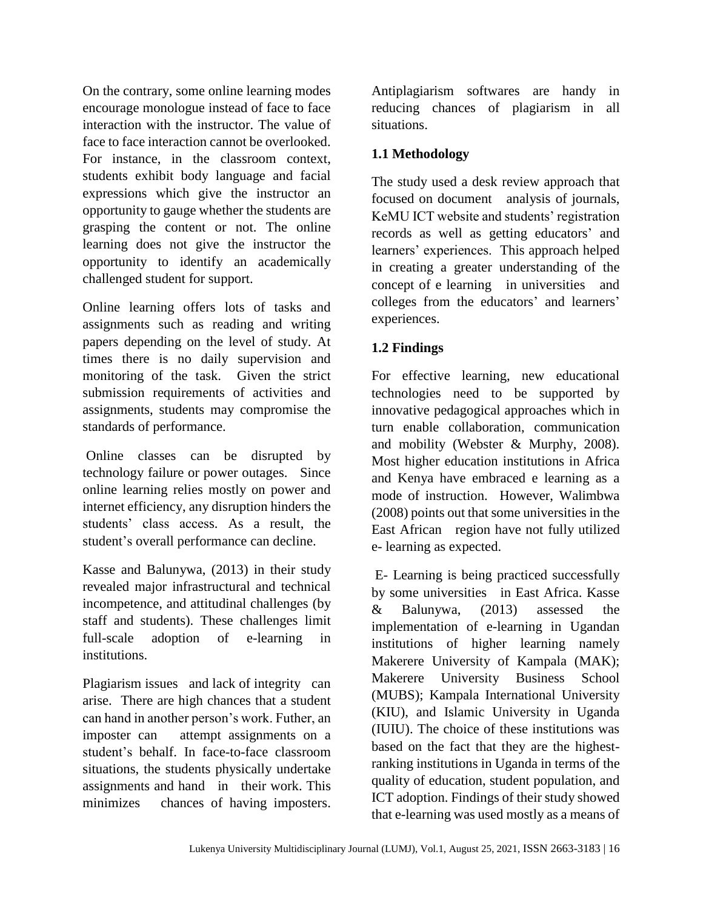On the contrary, some online learning modes encourage monologue instead of face to face interaction with the instructor. The value of face to face interaction cannot be overlooked. For instance, in the classroom context, students exhibit body language and facial expressions which give the instructor an opportunity to gauge whether the students are grasping the content or not. The online learning does not give the instructor the opportunity to identify an academically challenged student for support.

Online learning offers lots of tasks and assignments such as reading and writing papers depending on the level of study. At times there is no daily supervision and monitoring of the task. Given the strict submission requirements of activities and assignments, students may compromise the standards of performance.

Online classes can be disrupted by technology failure or power outages. Since online learning relies mostly on power and internet efficiency, any disruption hinders the students' class access. As a result, the student's overall performance can decline.

Kasse and Balunywa, (2013) in their study revealed major infrastructural and technical incompetence, and attitudinal challenges (by staff and students). These challenges limit full-scale adoption of e-learning in institutions.

Plagiarism issues and lack of integrity can arise. There are high chances that a student can hand in another person's work. Futher, an imposter can attempt assignments on a student's behalf. In face-to-face classroom situations, the students physically undertake assignments and hand in their work. This minimizes chances of having imposters. Antiplagiarism softwares are handy in reducing chances of plagiarism in all situations.

## 1.1 Methodology

The study used a desk review approach that focused on document analysis of journals, KeMU ICT website and students' registration records as well as getting educators' and learners' experiences. This approach helped in creating a greater understanding of the concept of e learning in universities and colleges from the educators' and learners' experiences.

## 1.2 Findings

For effective learning, new educational technologies need to be supported by innovative pedagogical approaches which in turn enable collaboration, communication and mobility (Webster & Murphy, 2008). Most higher education institutions in Africa and Kenya have embraced e learning as a mode of instruction. However, Walimbwa (2008) points out that some universities in the East African region have not fully utilized e- learning as expected.

E- Learning is being practiced successfully by some universities in East Africa. Kasse & Balunywa, (2013) assessed the implementation of e-learning in Ugandan institutions of higher learning namely Makerere University of Kampala (MAK); Makerere University Business School (MUBS); Kampala International University (KIU), and Islamic University in Uganda (IUIU). The choice of these institutions was based on the fact that they are the highest-ranking institutions in Uganda in terms of the quality of education, student population, and ICT adoption. Findings of their study showed that e-learning was used mostly as a means of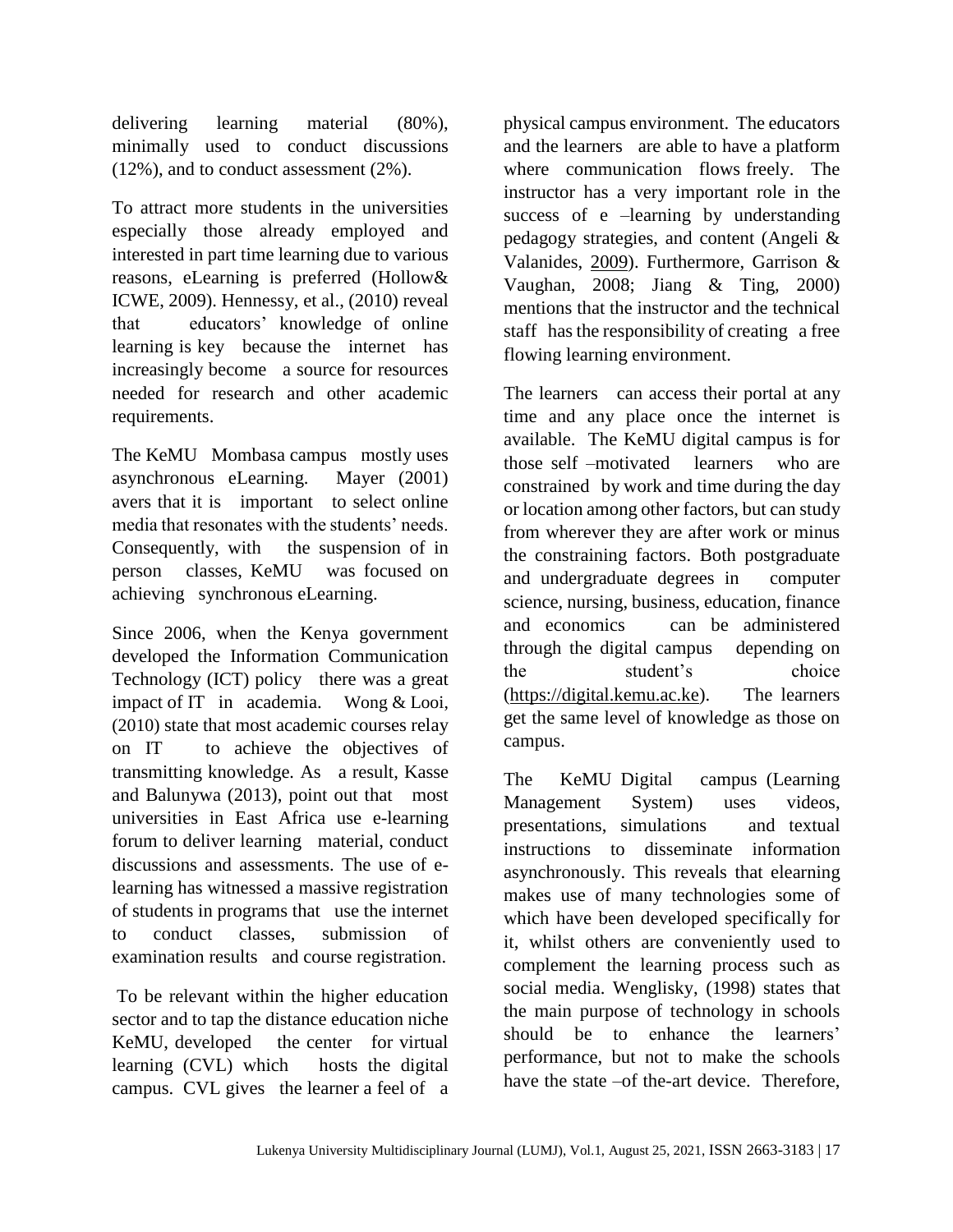delivering learning material (80%), minimally used to conduct discussions (12%), and to conduct assessment (2%).

To attract more students in the universities especially those already employed and interested in part time learning due to various reasons, eLearning is preferred (Hollow& ICWE, 2009). Hennessy, et al., (2010) reveal that educators' knowledge of online learning is key because the internet has increasingly become a source for resources needed for research and other academic requirements.

The KeMU Mombasa campus mostly uses asynchronous eLearning. Mayer (2001) avers that it is important to select online media that resonates with the students' needs. Consequently, with the suspension of in person classes, KeMU was focused on achieving synchronous eLearning.

Since 2006, when the Kenya government developed the Information Communication Technology (ICT) policy there was a great impact of IT in academia. Wong & Looi, (2010) state that most academic courses relay on IT to achieve the objectives of transmitting knowledge. As a result, Kasse and Balunywa (2013), point out that most universities in East Africa use e-learning forum to deliver learning material, conduct discussions and assessments. The use of e-learning has witnessed a massive registration of students in programs that use the internet to conduct classes, submission of examination results and course registration.

To be relevant within the higher education sector and to tap the distance education niche KeMU, developed the center for virtual learning (CVL) which hosts the digital campus. CVL gives the learner a feel of a physical campus environment. The educators and the learners are able to have a platform where communication flows freely. The instructor has a very important role in the success of e –learning by understanding pedagogy strategies, and content (Angeli & Valanides, 2009). Furthermore, Garrison & Vaughan, 2008; Jiang & Ting, 2000) mentions that the instructor and the technical staff has the responsibility of creating a free flowing learning environment.

The learners can access their portal at any time and any place once the internet is available. The KeMU digital campus is for those self –motivated learners who are constrained by work and time during the day or location among other factors, but can study from wherever they are after work or minus the constraining factors. Both postgraduate and undergraduate degrees in computer science, nursing, business, education, finance and economics can be administered through the digital campus depending on the student's choice (https://digital.kemu.ac.ke). The learners get the same level of knowledge as those on campus.

The KeMU Digital campus (Learning Management System) uses videos, presentations, simulations and textual instructions to disseminate information asynchronously. This reveals that elearning makes use of many technologies some of which have been developed specifically for it, whilst others are conveniently used to complement the learning process such as social media. Wenglisky, (1998) states that the main purpose of technology in schools should be to enhance the learners' performance, but not to make the schools have the state –of the-art device. Therefore,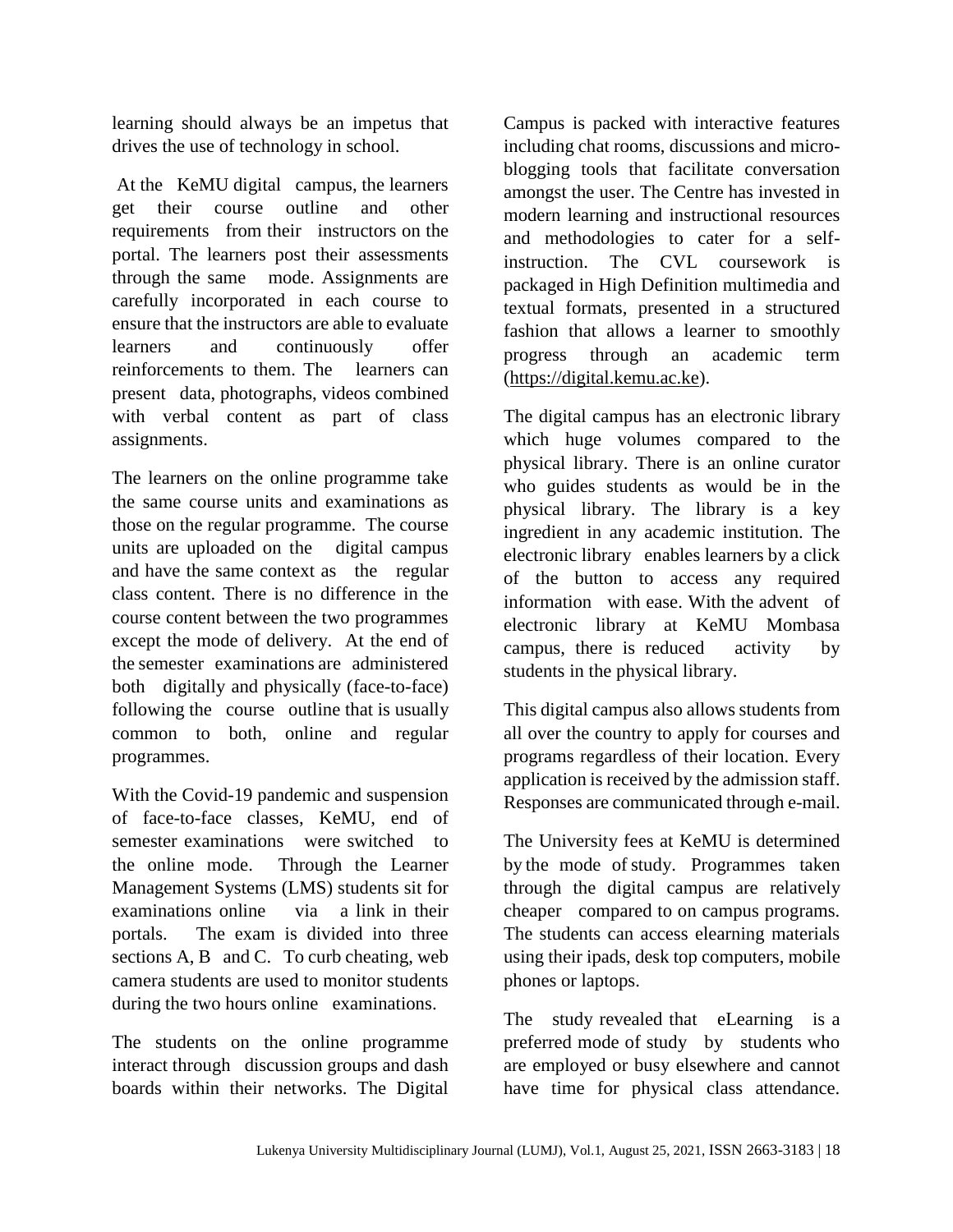learning should always be an impetus that drives the use of technology in school.

At the KeMU digital campus, the learners get their course outline and other requirements from their instructors on the portal. The learners post their assessments through the same mode. Assignments are carefully incorporated in each course to ensure that the instructors are able to evaluate learners and continuously offer reinforcements to them. The learners can present data, photographs, videos combined with verbal content as part of class assignments.

The learners on the online programme take the same course units and examinations as those on the regular programme. The course units are uploaded on the digital campus and have the same context as the regular class content. There is no difference in the course content between the two programmes except the mode of delivery. At the end of the semester examinations are administered both digitally and physically (face-to-face) following the course outline that is usually common to both, online and regular programmes.

With the Covid-19 pandemic and suspension of face-to-face classes, KeMU, end of semester examinations were switched to the online mode. Through the Learner Management Systems (LMS) students sit for examinations online via a link in their portals. The exam is divided into three sections A, B and C. To curb cheating, web camera students are used to monitor students during the two hours online examinations.

The students on the online programme interact through discussion groups and dash boards within their networks. The Digital Campus is packed with interactive features including chat rooms, discussions and micro-blogging tools that facilitate conversation amongst the user. The Centre has invested in modern learning and instructional resources and methodologies to cater for a self-instruction. The CVL coursework is packaged in High Definition multimedia and textual formats, presented in a structured fashion that allows a learner to smoothly progress through an academic term (https://digital.kemu.ac.ke).

The digital campus has an electronic library which huge volumes compared to the physical library. There is an online curator who guides students as would be in the physical library. The library is a key ingredient in any academic institution. The electronic library enables learners by a click of the button to access any required information with ease. With the advent of electronic library at KeMU Mombasa campus, there is reduced activity by students in the physical library.

This digital campus also allows students from all over the country to apply for courses and programs regardless of their location. Every application is received by the admission staff. Responses are communicated through e-mail.

The University fees at KeMU is determined by the mode of study. Programmes taken through the digital campus are relatively cheaper compared to on campus programs. The students can access elearning materials using their ipads, desk top computers, mobile phones or laptops.

The study revealed that eLearning is a preferred mode of study by students who are employed or busy elsewhere and cannot have time for physical class attendance.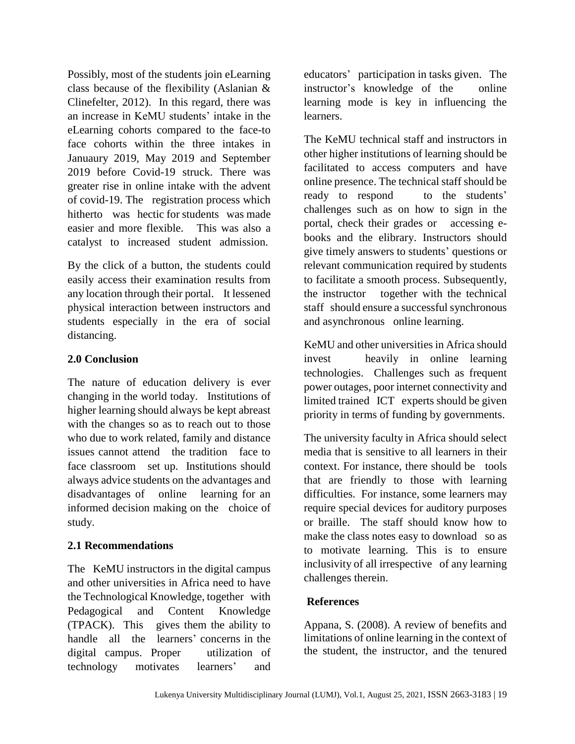Possibly, most of the students join eLearning class because of the flexibility (Aslanian & Clinefelter, 2012). In this regard, there was an increase in KeMU students' intake in the eLearning cohorts compared to the face-to face cohorts within the three intakes in Januaury 2019, May 2019 and September 2019 before Covid-19 struck. There was greater rise in online intake with the advent of covid-19. The registration process which hitherto was hectic for students was made easier and more flexible. This was also a catalyst to increased student admission.

By the click of a button, the students could easily access their examination results from any location through their portal. It lessened physical interaction between instructors and students especially in the era of social distancing.

## 2.0 Conclusion

The nature of education delivery is ever changing in the world today. Institutions of higher learning should always be kept abreast with the changes so as to reach out to those who due to work related, family and distance issues cannot attend the tradition face to face classroom set up. Institutions should always advice students on the advantages and disadvantages of online learning for an informed decision making on the choice of study.

## 2.1 Recommendations

The KeMU instructors in the digital campus and other universities in Africa need to have the Technological Knowledge, together with Pedagogical and Content Knowledge (TPACK). This gives them the ability to handle all the learners' concerns in the digital campus. Proper utilization of technology motivates learners' and educators' participation in tasks given. The instructor's knowledge of the online learning mode is key in influencing the learners.

The KeMU technical staff and instructors in other higher institutions of learning should be facilitated to access computers and have online presence. The technical staff should be ready to respond to the students' challenges such as on how to sign in the portal, check their grades or accessing e-books and the elibrary. Instructors should give timely answers to students' questions or relevant communication required by students to facilitate a smooth process. Subsequently, the instructor together with the technical staff should ensure a successful synchronous and asynchronous online learning.

KeMU and other universities in Africa should invest heavily in online learning technologies. Challenges such as frequent power outages, poor internet connectivity and limited trained ICT experts should be given priority in terms of funding by governments.

The university faculty in Africa should select media that is sensitive to all learners in their context. For instance, there should be tools that are friendly to those with learning difficulties. For instance, some learners may require special devices for auditory purposes or braille. The staff should know how to make the class notes easy to download so as to motivate learning. This is to ensure inclusivity of all irrespective of any learning challenges therein.

## References

Appana, S. (2008). A review of benefits and limitations of online learning in the context of the student, the instructor, and the tenured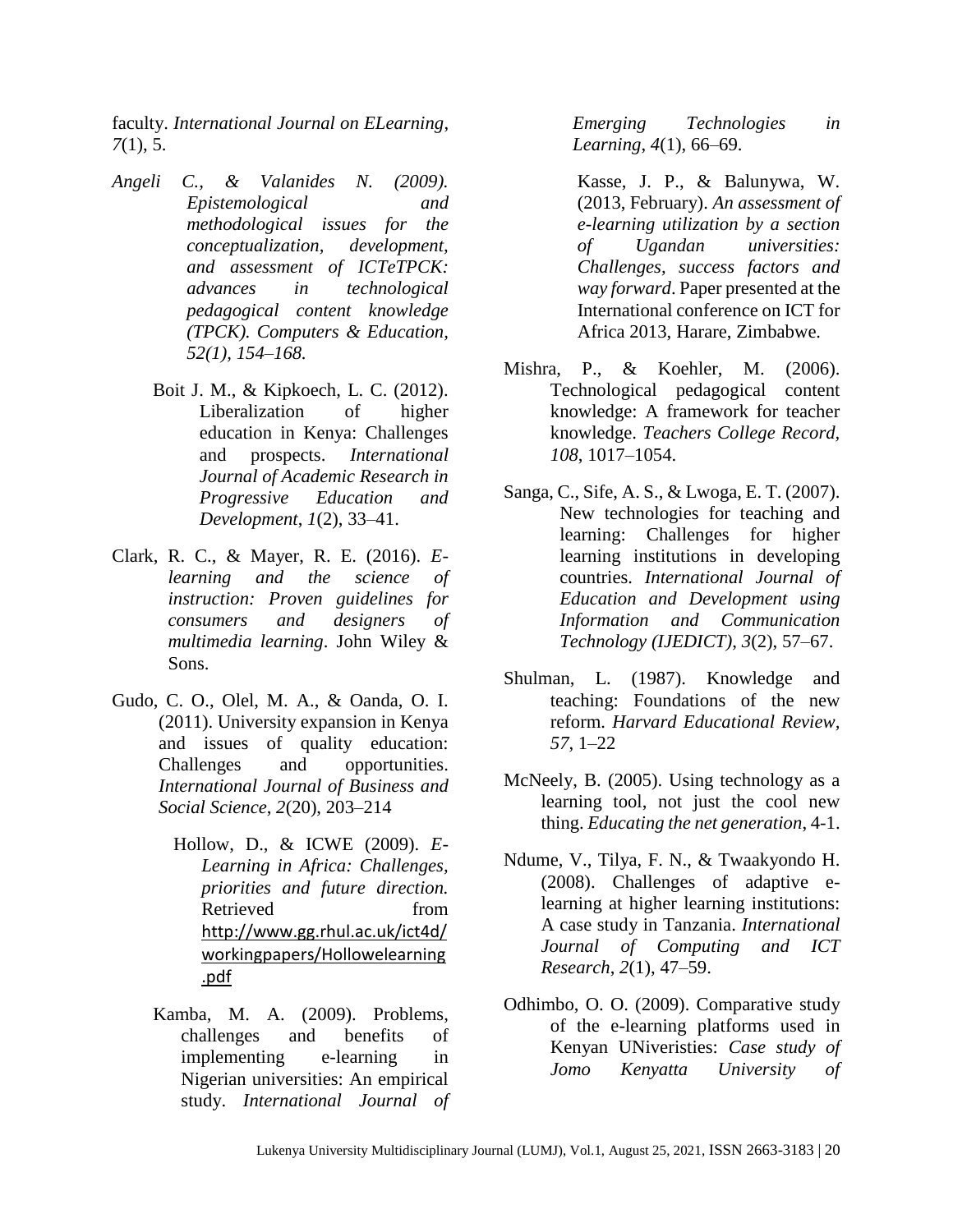faculty. *International Journal on ELearning*, *7*(1), 5.

*Angeli C., & Valanides N. (2009). Epistemological and methodological issues for the conceptualization, development, and assessment of ICTeTPCK: advances in technological pedagogical content knowledge (TPCK). Computers & Education, 52(1), 154–168.*

Boit J. M., & Kipkoech, L. C. (2012). Liberalization of higher education in Kenya: Challenges and prospects. *International Journal of Academic Research in Progressive Education and Development*, *1*(2), 33–41.

Clark, R. C., & Mayer, R. E. (2016). *E-learning and the science of instruction: Proven guidelines for consumers and designers of multimedia learning*. John Wiley & Sons.

Gudo, C. O., Olel, M. A., & Oanda, O. I. (2011). University expansion in Kenya and issues of quality education: Challenges and opportunities. *International Journal of Business and Social Science*, *2*(20), 203–214

Hollow, D., & ICWE (2009). *E-Learning in Africa: Challenges, priorities and future direction.* Retrieved from http://www.gg.rhul.ac.uk/ict4d/workingpapers/Hollowelearning.pdf

Kamba, M. A. (2009). Problems, challenges and benefits of implementing e-learning in Nigerian universities: An empirical study. *International Journal of Emerging Technologies in Learning*, *4*(1), 66–69.

Kasse, J. P., & Balunywa, W. (2013, February). *An assessment of e-learning utilization by a section of Ugandan universities: Challenges, success factors and way forward*. Paper presented at the International conference on ICT for Africa 2013, Harare, Zimbabwe.

Mishra, P., & Koehler, M. (2006). Technological pedagogical content knowledge: A framework for teacher knowledge. *Teachers College Record*, *108*, 1017–1054.

Sanga, C., Sife, A. S., & Lwoga, E. T. (2007). New technologies for teaching and learning: Challenges for higher learning institutions in developing countries. *International Journal of Education and Development using Information and Communication Technology (IJEDICT)*, *3*(2), 57–67.

Shulman, L. (1987). Knowledge and teaching: Foundations of the new reform. *Harvard Educational Review*, *57*, 1–22

McNeely, B. (2005). Using technology as a learning tool, not just the cool new thing. *Educating the net generation*, 4-1.

Ndume, V., Tilya, F. N., & Twaakyondo H. (2008). Challenges of adaptive e-learning at higher learning institutions: A case study in Tanzania. *International Journal of Computing and ICT Research*, *2*(1), 47–59.

Odhimbo, O. O. (2009). Comparative study of the e-learning platforms used in Kenyan UNiveristies: *Case study of Jomo Kenyatta University of*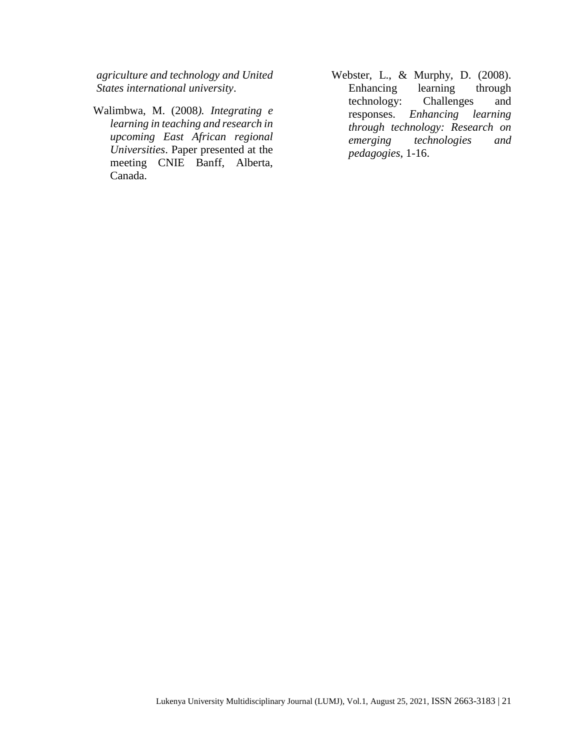*agriculture and technology and United States international university*.

Walimbwa, M. (2008*). Integrating e learning in teaching and research in upcoming East African regional Universities*. Paper presented at the meeting CNIE Banff, Alberta, Canada.

Webster, L., & Murphy, D. (2008). Enhancing learning through technology: Challenges and responses. *Enhancing learning through technology: Research on emerging technologies and pedagogies*, 1-16.